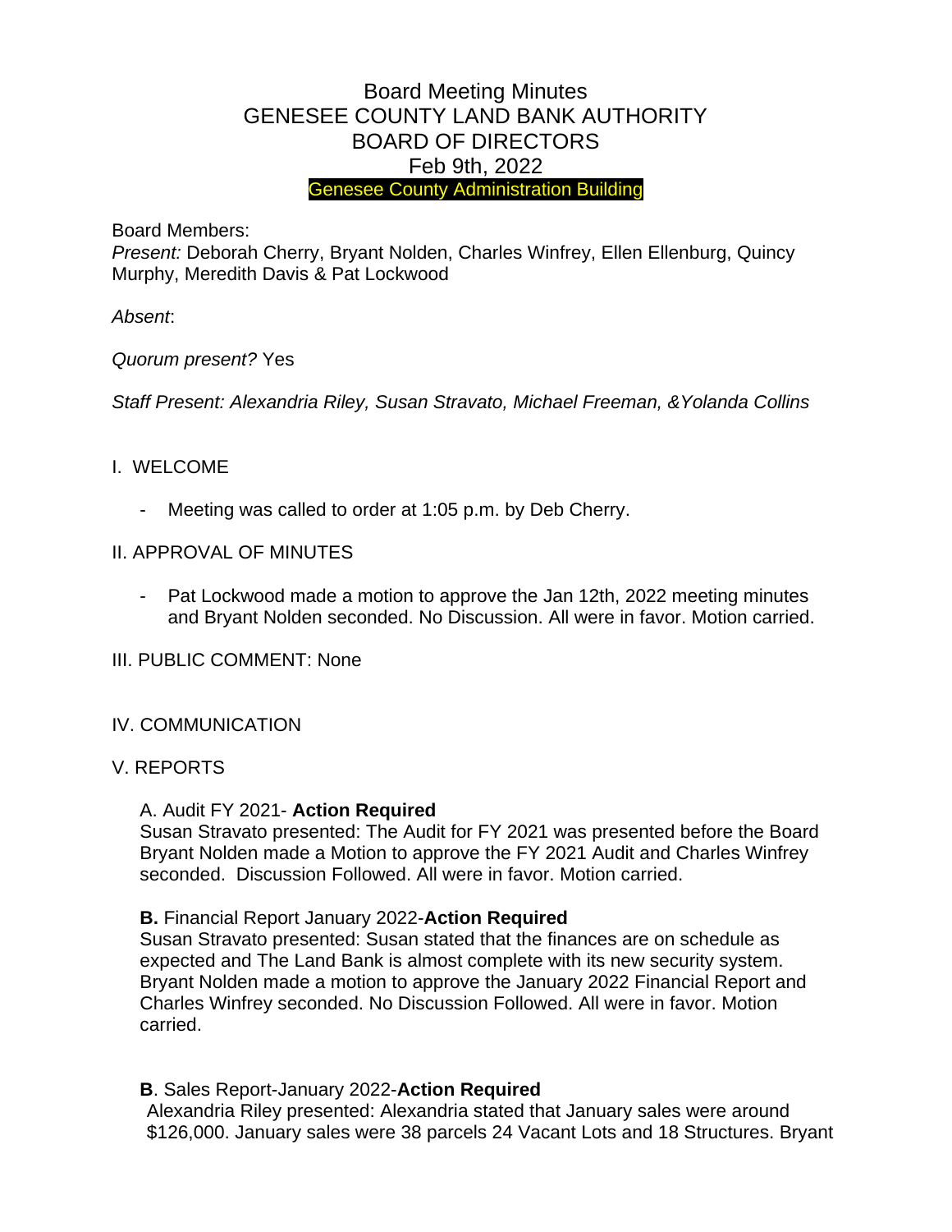# Board Meeting Minutes
# GENESEE COUNTY LAND BANK AUTHORITY
# BOARD OF DIRECTORS
# Feb 9th, 2022

Genesee County Administration Building

Board Members:
*Present:* Deborah Cherry, Bryant Nolden, Charles Winfrey, Ellen Ellenburg, Quincy Murphy, Meredith Davis & Pat Lockwood

*Absent*:

*Quorum present?* Yes

*Staff Present: Alexandria Riley, Susan Stravato, Michael Freeman, &Yolanda Collins*

## I. WELCOME

- Meeting was called to order at 1:05 p.m. by Deb Cherry.

## II. APPROVAL OF MINUTES

- Pat Lockwood made a motion to approve the Jan 12th, 2022 meeting minutes and Bryant Nolden seconded. No Discussion. All were in favor. Motion carried.

## III. PUBLIC COMMENT: None

## IV. COMMUNICATION

## V. REPORTS

A. Audit FY 2021- **Action Required**
Susan Stravato presented: The Audit for FY 2021 was presented before the Board Bryant Nolden made a Motion to approve the FY 2021 Audit and Charles Winfrey seconded. Discussion Followed. All were in favor. Motion carried.

**B.** Financial Report January 2022-**Action Required**
Susan Stravato presented: Susan stated that the finances are on schedule as expected and The Land Bank is almost complete with its new security system. Bryant Nolden made a motion to approve the January 2022 Financial Report and Charles Winfrey seconded. No Discussion Followed. All were in favor. Motion carried.

**B**. Sales Report-January 2022-**Action Required**
Alexandria Riley presented: Alexandria stated that January sales were around $126,000. January sales were 38 parcels 24 Vacant Lots and 18 Structures. Bryant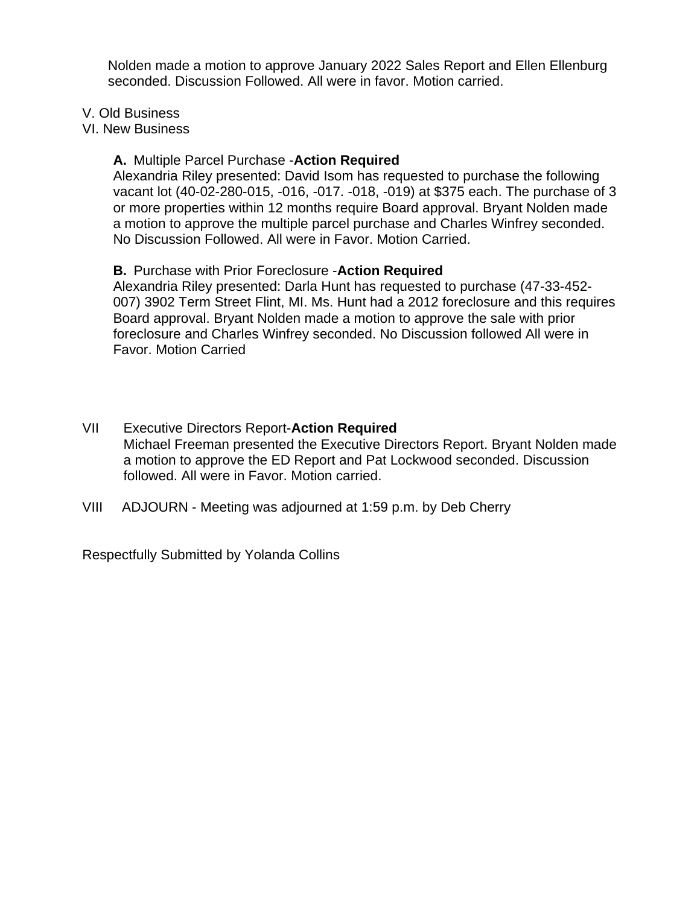Nolden made a motion to approve January 2022 Sales Report and Ellen Ellenburg seconded. Discussion Followed. All were in favor. Motion carried.

V. Old Business

VI. New Business

**A.** Multiple Parcel Purchase -**Action Required**
Alexandria Riley presented: David Isom has requested to purchase the following vacant lot (40-02-280-015, -016, -017. -018, -019) at $375 each. The purchase of 3 or more properties within 12 months require Board approval. Bryant Nolden made a motion to approve the multiple parcel purchase and Charles Winfrey seconded. No Discussion Followed. All were in Favor. Motion Carried.

**B.** Purchase with Prior Foreclosure -**Action Required**
Alexandria Riley presented: Darla Hunt has requested to purchase (47-33-452-007) 3902 Term Street Flint, MI. Ms. Hunt had a 2012 foreclosure and this requires Board approval. Bryant Nolden made a motion to approve the sale with prior foreclosure and Charles Winfrey seconded. No Discussion followed All were in Favor. Motion Carried

VII Executive Directors Report-**Action Required**
Michael Freeman presented the Executive Directors Report. Bryant Nolden made a motion to approve the ED Report and Pat Lockwood seconded. Discussion followed. All were in Favor. Motion carried.

VIII ADJOURN - Meeting was adjourned at 1:59 p.m. by Deb Cherry

Respectfully Submitted by Yolanda Collins